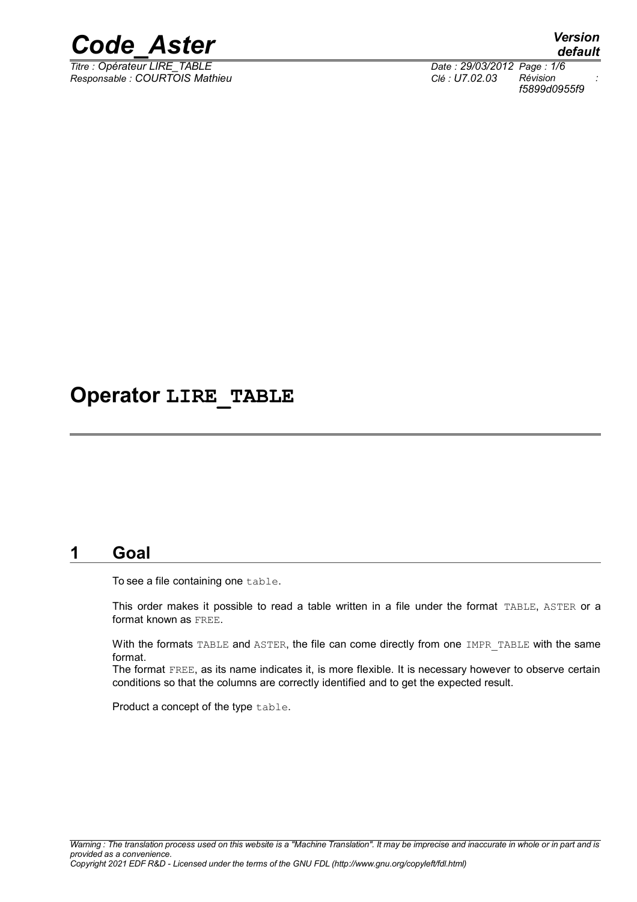# Operator LIRE_TABLE

## 1 Goal

To see a file containing one table.

This order makes it possible to read a table written in a file under the format TABLE, ASTER or a format known as FREE.

With the formats TABLE and ASTER, the file can come directly from one IMPR_TABLE with the same format.

The format FREE, as its name indicates it, is more flexible. It is necessary however to observe certain conditions so that the columns are correctly identified and to get the expected result.

Product a concept of the type table.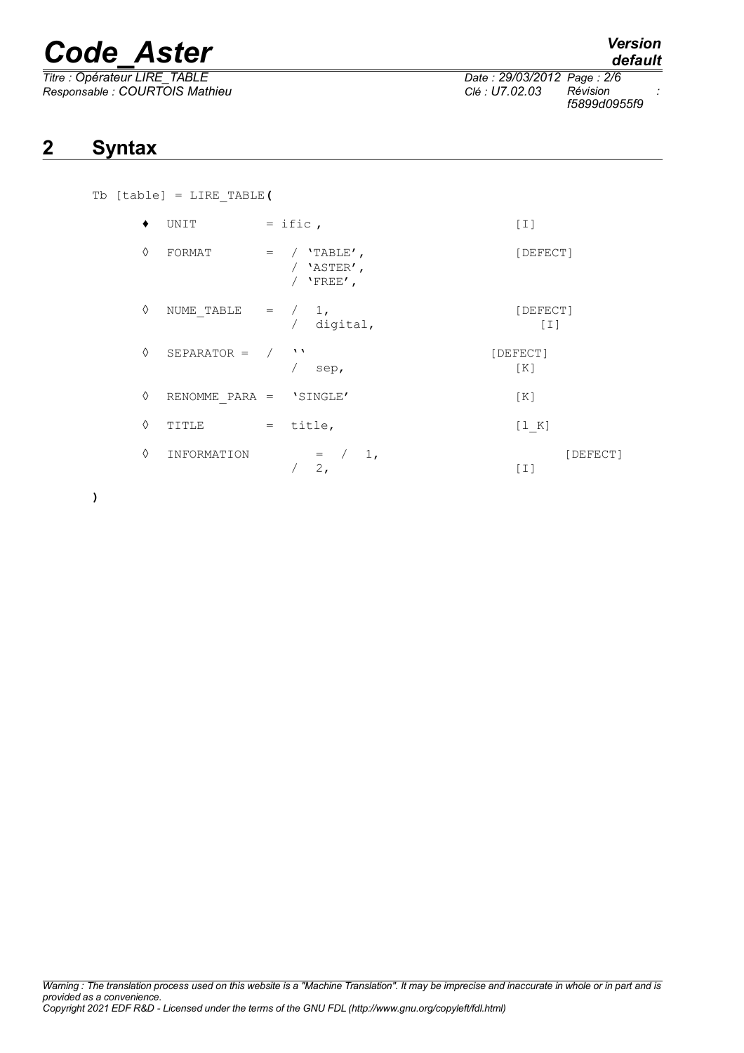## 2 Syntax

```
Tb [table] = LIRE_TABLE(

      ♦  UNIT          = ific ,                           [I]

      ◊  FORMAT        =  / 'TABLE',                      [DEFECT]
                          / 'ASTER',
                          / 'FREE',

      ◊  NUME_TABLE    =  /  1,                           [DEFECT]
                          /  digital,                        [I]

      ◊  SEPARATOR =   /  ''                            [DEFECT]
                          /  sep,                          [K]

      ◊  RENOMME_PARA =  'SINGLE'                         [K]

      ◊  TITLE         =  title,                          [l_K]

      ◊  INFORMATION        =  /  1,                               [DEFECT]
                          /  2,                            [I]

)
```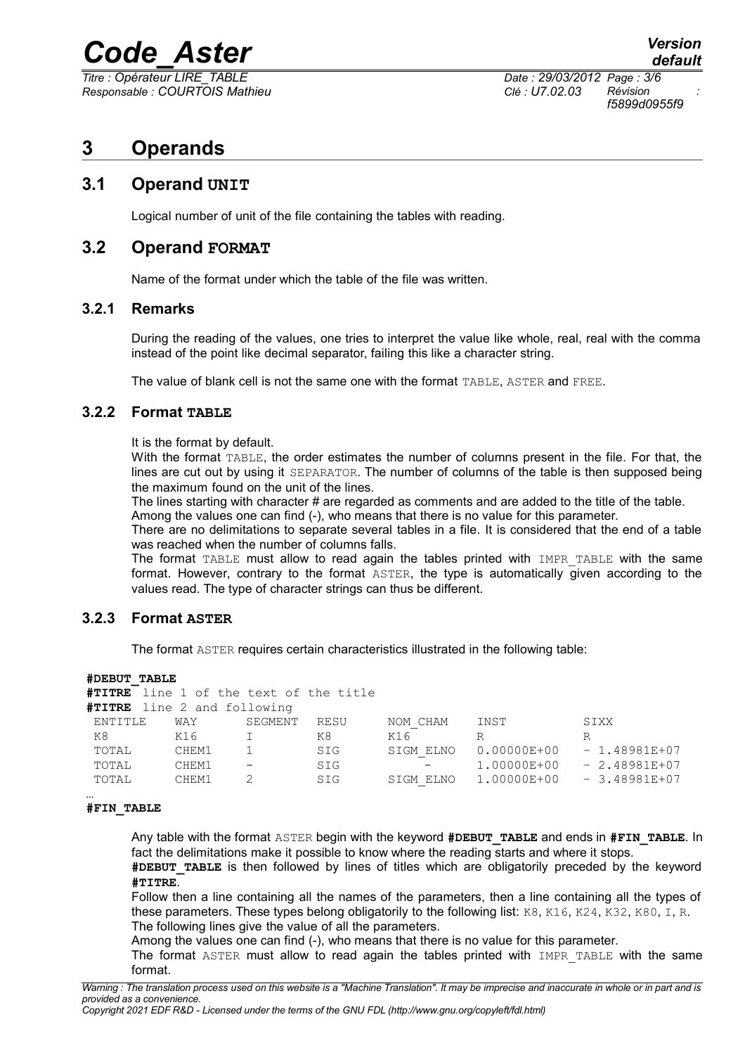# 3 Operands

## 3.1 Operand UNIT

Logical number of unit of the file containing the tables with reading.

## 3.2 Operand FORMAT

Name of the format under which the table of the file was written.

### 3.2.1 Remarks

During the reading of the values, one tries to interpret the value like whole, real, real with the comma instead of the point like decimal separator, failing this like a character string.

The value of blank cell is not the same one with the format TABLE, ASTER and FREE.

### 3.2.2 Format TABLE

It is the format by default.

With the format TABLE, the order estimates the number of columns present in the file. For that, the lines are cut out by using it SEPARATOR. The number of columns of the table is then supposed being the maximum found on the unit of the lines.

The lines starting with character # are regarded as comments and are added to the title of the table.

Among the values one can find (-), who means that there is no value for this parameter.

There are no delimitations to separate several tables in a file. It is considered that the end of a table was reached when the number of columns falls.

The format TABLE must allow to read again the tables printed with IMPR_TABLE with the same format. However, contrary to the format ASTER, the type is automatically given according to the values read. The type of character strings can thus be different.

### 3.2.3 Format ASTER

The format ASTER requires certain characteristics illustrated in the following table:

```
#DEBUT_TABLE
#TITRE line 1 of the text of the title
#TITRE line 2 and following
 ENTITLE    WAY      SEGMENT  RESU    NOM_CHAM    INST          SIXX
 K8         K16      I        K8      K16         R             R
 TOTAL      CHEM1    1        SIG     SIGM_ELNO   0.00000E+00   - 1.48981E+07
 TOTAL      CHEM1    -        SIG        -        1.00000E+00   - 2.48981E+07
 TOTAL      CHEM1    2        SIG     SIGM_ELNO   1.00000E+00   - 3.48981E+07
…
#FIN_TABLE
```

Any table with the format ASTER begin with the keyword **#DEBUT_TABLE** and ends in **#FIN_TABLE**. In fact the delimitations make it possible to know where the reading starts and where it stops.

**#DEBUT_TABLE** is then followed by lines of titles which are obligatorily preceded by the keyword **#TITRE**.

Follow then a line containing all the names of the parameters, then a line containing all the types of these parameters. These types belong obligatorily to the following list: K8, K16, K24, K32, K80, I, R.

The following lines give the value of all the parameters.

Among the values one can find (-), who means that there is no value for this parameter.

The format ASTER must allow to read again the tables printed with IMPR_TABLE with the same format.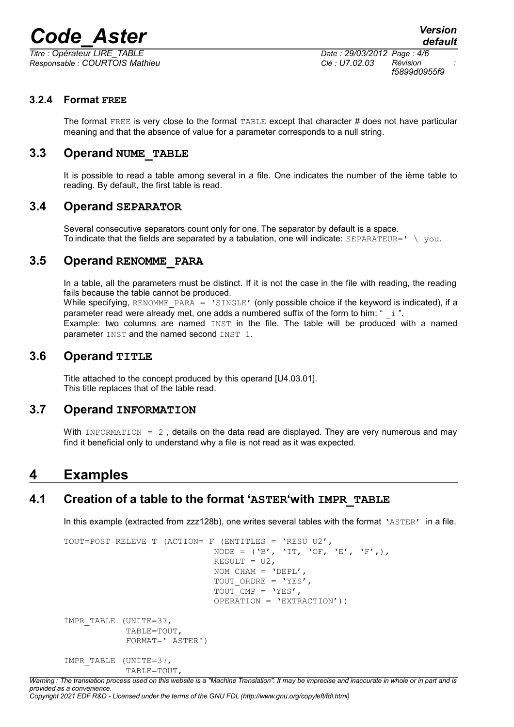### 3.2.4 Format FREE

The format FREE is very close to the format TABLE except that character # does not have particular meaning and that the absence of value for a parameter corresponds to a null string.

## 3.3 Operand NUME_TABLE

It is possible to read a table among several in a file. One indicates the number of the ième table to reading. By default, the first table is read.

## 3.4 Operand SEPARATOR

Several consecutive separators count only for one. The separator by default is a space.
To indicate that the fields are separated by a tabulation, one will indicate: SEPARATEUR=' \ you.

## 3.5 Operand RENOMME_PARA

In a table, all the parameters must be distinct. If it is not the case in the file with reading, the reading fails because the table cannot be produced.
While specifying, RENOMME_PARA = 'SINGLE' (only possible choice if the keyword is indicated), if a parameter read were already met, one adds a numbered suffix of the form to him: " _i ".
Example: two columns are named INST in the file. The table will be produced with a named parameter INST and the named second INST_1.

## 3.6 Operand TITLE

Title attached to the concept produced by this operand [U4.03.01].
This title replaces that of the table read.

## 3.7 Operand INFORMATION

With INFORMATION = 2 , details on the data read are displayed. They are very numerous and may find it beneficial only to understand why a file is not read as it was expected.

# 4 Examples

## 4.1 Creation of a table to the format 'ASTER'with IMPR_TABLE

In this example (extracted from zzz128b), one writes several tables with the format 'ASTER' in a file.

```
TOUT=POST_RELEVE_T (ACTION=_F (ENTITLES = 'RESU_U2',
                              NODE = ('B', 'IT, 'OF, 'E', 'F',),
                              RESULT = U2,
                              NOM_CHAM = 'DEPL',
                              TOUT_ORDRE = 'YES',
                              TOUT_CMP = 'YES',
                              OPERATION = 'EXTRACTION'))

IMPR_TABLE (UNITE=37,
            TABLE=TOUT,
            FORMAT=' ASTER')

IMPR_TABLE (UNITE=37,
            TABLE=TOUT,
```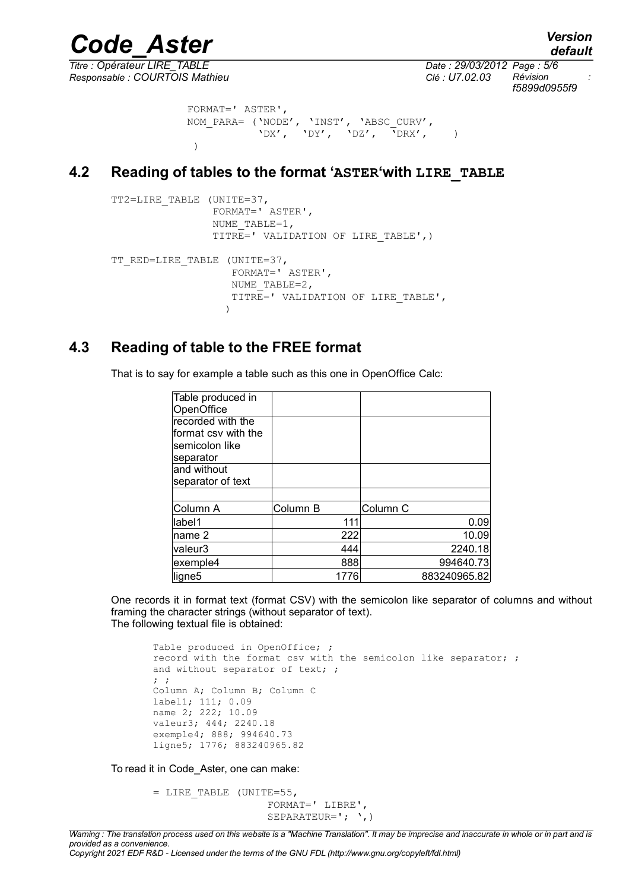```
FORMAT=' ASTER',
NOM_PARA= ('NODE', 'INST', 'ABSC_CURV',
           'DX',  'DY',  'DZ',  'DRX',     )
 )
```

## 4.2 Reading of tables to the format 'ASTER'with LIRE_TABLE

```
TT2=LIRE_TABLE (UNITE=37,
                FORMAT=' ASTER',
                NUME_TABLE=1,
                TITRE=' VALIDATION OF LIRE_TABLE',)

TT_RED=LIRE_TABLE (UNITE=37,
                   FORMAT=' ASTER',
                   NUME_TABLE=2,
                   TITRE=' VALIDATION OF LIRE_TABLE',
                  )
```

## 4.3 Reading of table to the FREE format

That is to say for example a table such as this one in OpenOffice Calc:

| Table produced in OpenOffice | | |
|---|---|---|
| recorded with the format csv with the semicolon like separator | | |
| and without separator of text | | |
| | | |
| Column A | Column B | Column C |
| label1 | 111 | 0.09 |
| name 2 | 222 | 10.09 |
| valeur3 | 444 | 2240.18 |
| exemple4 | 888 | 994640.73 |
| ligne5 | 1776 | 883240965.82 |

One records it in format text (format CSV) with the semicolon like separator of columns and without framing the character strings (without separator of text).
The following textual file is obtained:

```
Table produced in OpenOffice; ;
record with the format csv with the semicolon like separator; ;
and without separator of text; ;
; ;
Column A; Column B; Column C
label1; 111; 0.09
name 2; 222; 10.09
valeur3; 444; 2240.18
exemple4; 888; 994640.73
ligne5; 1776; 883240965.82
```

To read it in Code_Aster, one can make:

```
= LIRE_TABLE (UNITE=55,
                   FORMAT=' LIBRE',
                   SEPARATEUR='; ',)
```